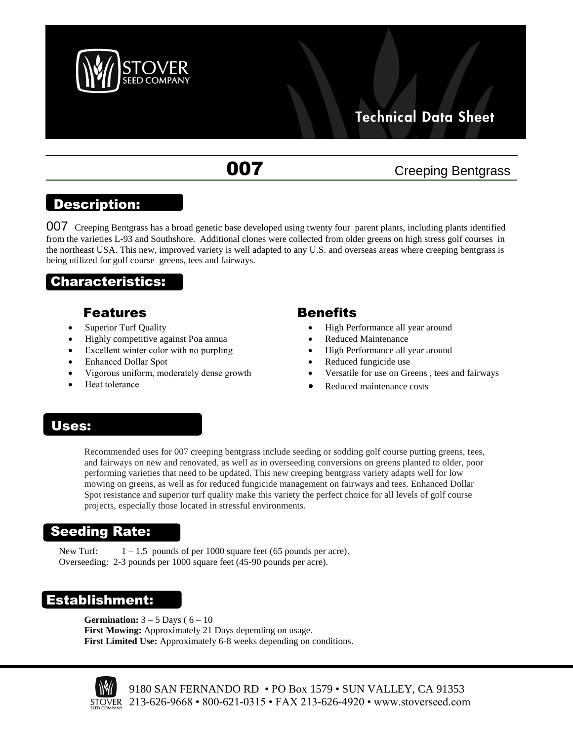STOVER SEED COMPANY

Technical Data Sheet

# 007 — Creeping Bentgrass

## Description:

007 Creeping Bentgrass has a broad genetic base developed using twenty four parent plants, including plants identified from the varieties L-93 and Southshore. Additional clones were collected from older greens on high stress golf courses in the northeast USA. This new, improved variety is well adapted to any U.S. and overseas areas where creeping bentgrass is being utilized for golf course greens, tees and fairways.

## Characteristics:

### Features

- Superior Turf Quality
- Highly competitive against Poa annua
- Excellent winter color with no purpling
- Enhanced Dollar Spot
- Vigorous uniform, moderately dense growth
- Heat tolerance

### Benefits

- High Performance all year around
- Reduced Maintenance
- High Performance all year around
- Reduced fungicide use
- Versatile for use on Greens , tees and fairways
- Reduced maintenance costs

## Uses:

Recommended uses for 007 creeping bentgrass include seeding or sodding golf course putting greens, tees, and fairways on new and renovated, as well as in overseeding conversions on greens planted to older, poor performing varieties that need to be updated. This new creeping bentgrass variety adapts well for low mowing on greens, as well as for reduced fungicide management on fairways and tees. Enhanced Dollar Spot resistance and superior turf quality make this variety the perfect choice for all levels of golf course projects, especially those located in stressful environments.

## Seeding Rate:

New Turf: 1 – 1.5 pounds of per 1000 square feet (65 pounds per acre).
Overseeding: 2-3 pounds per 1000 square feet (45-90 pounds per acre).

## Establishment:

**Germination:** 3 – 5 Days ( 6 – 10
**First Mowing:** Approximately 21 Days depending on usage.
**First Limited Use:** Approximately 6-8 weeks depending on conditions.

9180 SAN FERNANDO RD • PO Box 1579 • SUN VALLEY, CA 91353
213-626-9668 • 800-621-0315 • FAX 213-626-4920 • www.stoverseed.com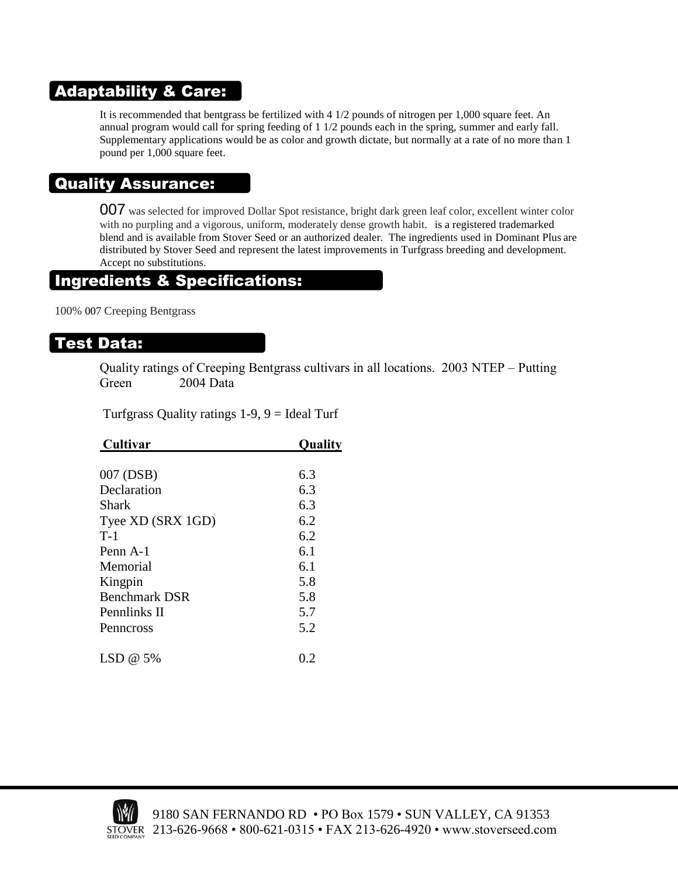## Adaptability & Care:

It is recommended that bentgrass be fertilized with 4 1/2 pounds of nitrogen per 1,000 square feet. An annual program would call for spring feeding of 1 1/2 pounds each in the spring, summer and early fall. Supplementary applications would be as color and growth dictate, but normally at a rate of no more than 1 pound per 1,000 square feet.

## Quality Assurance:

007 was selected for improved Dollar Spot resistance, bright dark green leaf color, excellent winter color with no purpling and a vigorous, uniform, moderately dense growth habit.  is a registered trademarked blend and is available from Stover Seed or an authorized dealer. The ingredients used in Dominant Plus are distributed by Stover Seed and represent the latest improvements in Turfgrass breeding and development. Accept no substitutions.

## Ingredients & Specifications:

100% 007 Creeping Bentgrass

## Test Data:

Quality ratings of Creeping Bentgrass cultivars in all locations. 2003 NTEP – Putting Green 2004 Data

Turfgrass Quality ratings 1-9, 9 = Ideal Turf

| Cultivar | Quality |
|---|---|
| 007 (DSB) | 6.3 |
| Declaration | 6.3 |
| Shark | 6.3 |
| Tyee XD (SRX 1GD) | 6.2 |
| T-1 | 6.2 |
| Penn A-1 | 6.1 |
| Memorial | 6.1 |
| Kingpin | 5.8 |
| Benchmark DSR | 5.8 |
| Pennlinks II | 5.7 |
| Penncross | 5.2 |
| LSD @ 5% | 0.2 |

9180 SAN FERNANDO RD • PO Box 1579 • SUN VALLEY, CA 91353
213-626-9668 • 800-621-0315 • FAX 213-626-4920 • www.stoverseed.com